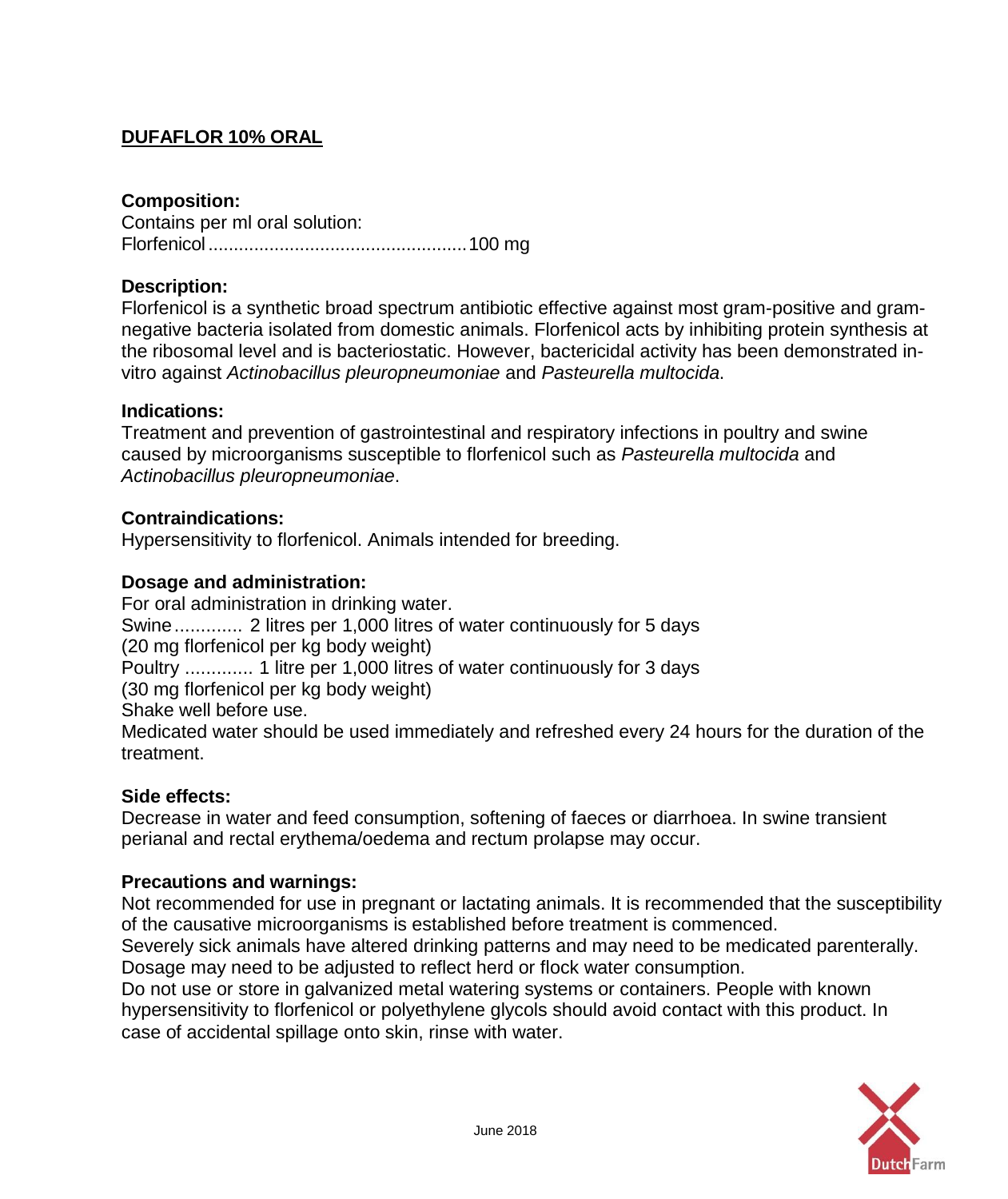# DUFAFLOR 10% ORAL

**Composition:**

Contains per ml oral solution:

Florfenicol .................................................. 100 mg

**Description:**

Florfenicol is a synthetic broad spectrum antibiotic effective against most gram-positive and gram-negative bacteria isolated from domestic animals. Florfenicol acts by inhibiting protein synthesis at the ribosomal level and is bacteriostatic. However, bactericidal activity has been demonstrated in-vitro against *Actinobacillus pleuropneumoniae* and *Pasteurella multocida*.

**Indications:**

Treatment and prevention of gastrointestinal and respiratory infections in poultry and swine caused by microorganisms susceptible to florfenicol such as *Pasteurella multocida* and *Actinobacillus pleuropneumoniae*.

**Contraindications:**

Hypersensitivity to florfenicol. Animals intended for breeding.

**Dosage and administration:**

For oral administration in drinking water.

Swine ............ 2 litres per 1,000 litres of water continuously for 5 days

(20 mg florfenicol per kg body weight)

Poultry ............ 1 litre per 1,000 litres of water continuously for 3 days

(30 mg florfenicol per kg body weight)

Shake well before use.

Medicated water should be used immediately and refreshed every 24 hours for the duration of the treatment.

**Side effects:**

Decrease in water and feed consumption, softening of faeces or diarrhoea. In swine transient perianal and rectal erythema/oedema and rectum prolapse may occur.

**Precautions and warnings:**

Not recommended for use in pregnant or lactating animals. It is recommended that the susceptibility of the causative microorganisms is established before treatment is commenced.

Severely sick animals have altered drinking patterns and may need to be medicated parenterally.

Dosage may need to be adjusted to reflect herd or flock water consumption.

Do not use or store in galvanized metal watering systems or containers. People with known hypersensitivity to florfenicol or polyethylene glycols should avoid contact with this product. In case of accidental spillage onto skin, rinse with water.

June 2018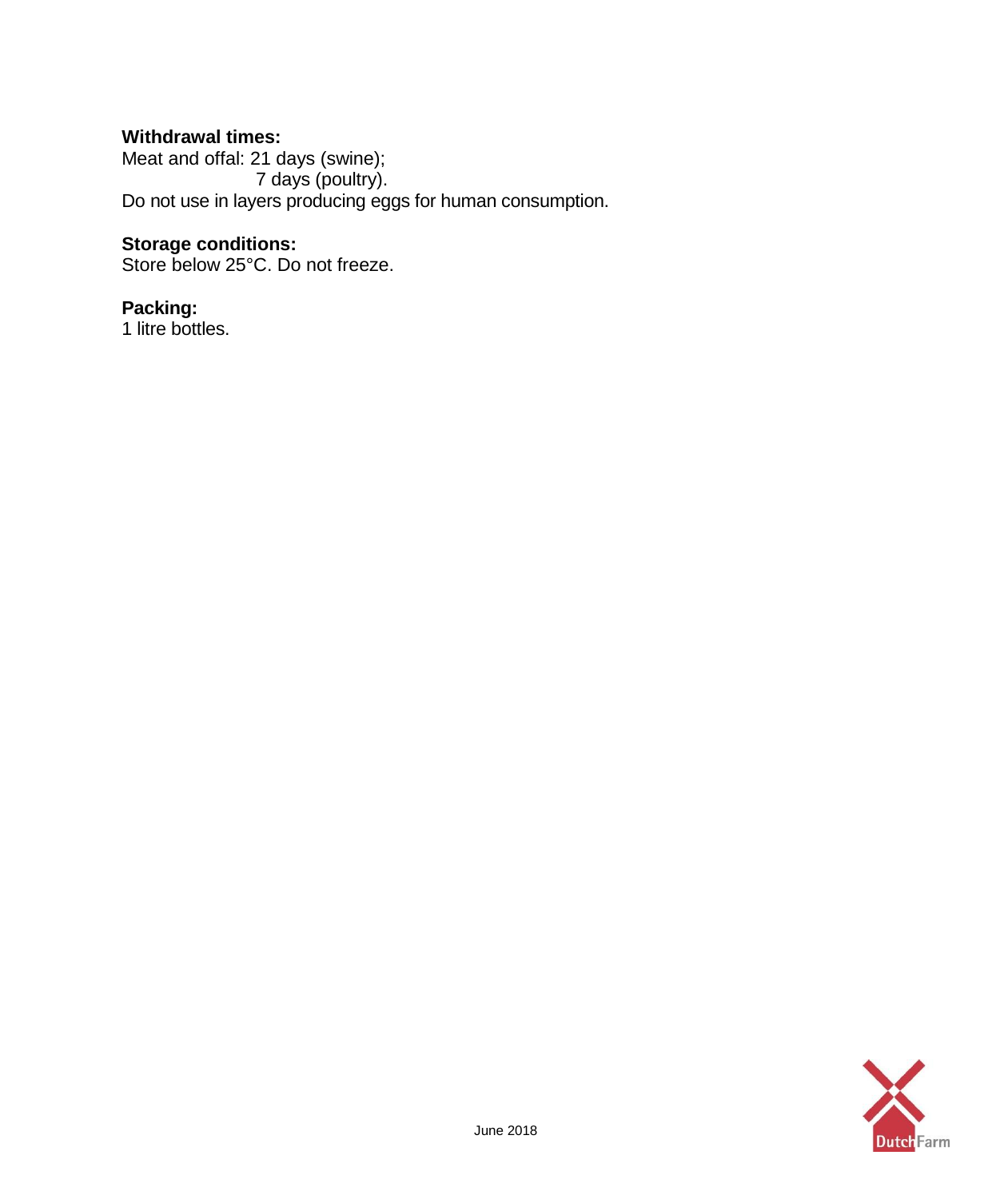**Withdrawal times:**
Meat and offal: 21 days (swine);
7 days (poultry).
Do not use in layers producing eggs for human consumption.

**Storage conditions:**
Store below 25°C. Do not freeze.

**Packing:**
1 litre bottles.

June 2018